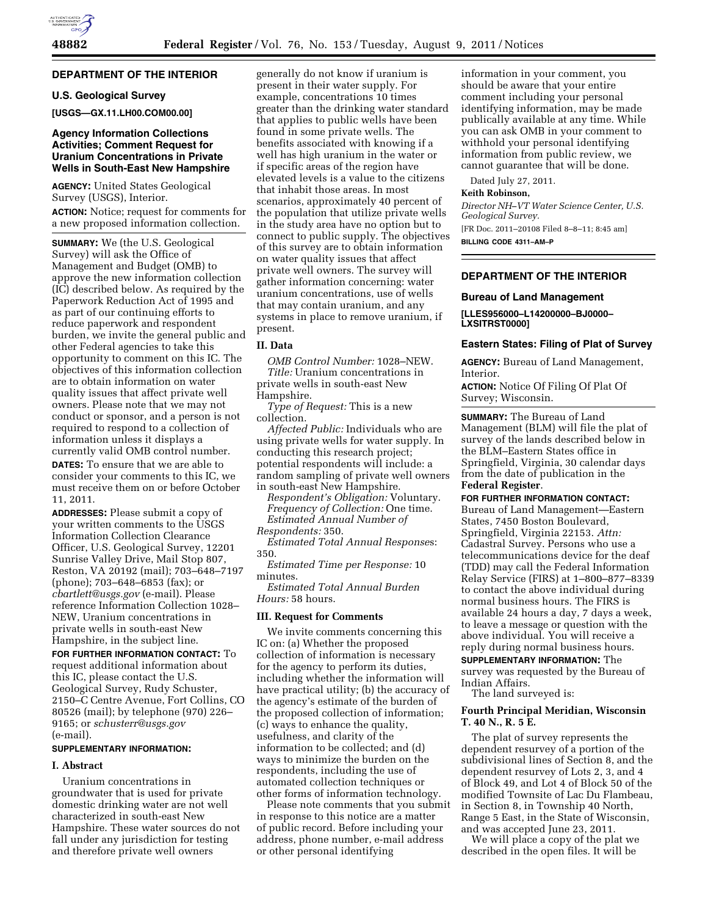## DEPARTMENT OF THE INTERIOR

### U.S. Geological Survey

**[USGS—GX.11.LH00.COM00.00]**

### Agency Information Collections Activities; Comment Request for Uranium Concentrations in Private Wells in South-East New Hampshire

**AGENCY:** United States Geological Survey (USGS), Interior.

**ACTION:** Notice; request for comments for a new proposed information collection.

**SUMMARY:** We (the U.S. Geological Survey) will ask the Office of Management and Budget (OMB) to approve the new information collection (IC) described below. As required by the Paperwork Reduction Act of 1995 and as part of our continuing efforts to reduce paperwork and respondent burden, we invite the general public and other Federal agencies to take this opportunity to comment on this IC. The objectives of this information collection are to obtain information on water quality issues that affect private well owners. Please note that we may not conduct or sponsor, and a person is not required to respond to a collection of information unless it displays a currently valid OMB control number.

**DATES:** To ensure that we are able to consider your comments to this IC, we must receive them on or before October 11, 2011.

**ADDRESSES:** Please submit a copy of your written comments to the USGS Information Collection Clearance Officer, U.S. Geological Survey, 12201 Sunrise Valley Drive, Mail Stop 807, Reston, VA 20192 (mail); 703–648–7197 (phone); 703–648–6853 (fax); or *cbartlett@usgs.gov* (e-mail). Please reference Information Collection 1028–NEW, Uranium concentrations in private wells in south-east New Hampshire, in the subject line.

**FOR FURTHER INFORMATION CONTACT:** To request additional information about this IC, please contact the U.S. Geological Survey, Rudy Schuster, 2150–C Centre Avenue, Fort Collins, CO 80526 (mail); by telephone (970) 226–9165; or *schusterr@usgs.gov* (e-mail).

**SUPPLEMENTARY INFORMATION:**

**I. Abstract**

Uranium concentrations in groundwater that is used for private domestic drinking water are not well characterized in south-east New Hampshire. These water sources do not fall under any jurisdiction for testing and therefore private well owners generally do not know if uranium is present in their water supply. For example, concentrations 10 times greater than the drinking water standard that applies to public wells have been found in some private wells. The benefits associated with knowing if a well has high uranium in the water or if specific areas of the region have elevated levels is a value to the citizens that inhabit those areas. In most scenarios, approximately 40 percent of the population that utilize private wells in the study area have no option but to connect to public supply. The objectives of this survey are to obtain information on water quality issues that affect private well owners. The survey will gather information concerning: water uranium concentrations, use of wells that may contain uranium, and any systems in place to remove uranium, if present.

**II. Data**

*OMB Control Number:* 1028–NEW.

*Title:* Uranium concentrations in private wells in south-east New Hampshire.

*Type of Request:* This is a new collection.

*Affected Public:* Individuals who are using private wells for water supply. In conducting this research project; potential respondents will include: a random sampling of private well owners in south-east New Hampshire.

*Respondent's Obligation:* Voluntary.

*Frequency of Collection:* One time.

*Estimated Annual Number of Respondents:* 350.

*Estimated Total Annual Responses:* 350.

*Estimated Time per Response:* 10 minutes.

*Estimated Total Annual Burden Hours:* 58 hours.

**III. Request for Comments**

We invite comments concerning this IC on: (a) Whether the proposed collection of information is necessary for the agency to perform its duties, including whether the information will have practical utility; (b) the accuracy of the agency's estimate of the burden of the proposed collection of information; (c) ways to enhance the quality, usefulness, and clarity of the information to be collected; and (d) ways to minimize the burden on the respondents, including the use of automated collection techniques or other forms of information technology.

Please note comments that you submit in response to this notice are a matter of public record. Before including your address, phone number, e-mail address or other personal identifying information in your comment, you should be aware that your entire comment including your personal identifying information, may be made publically available at any time. While you can ask OMB in your comment to withhold your personal identifying information from public review, we cannot guarantee that will be done.

Dated July 27, 2011.

**Keith Robinson,**

*Director NH–VT Water Science Center, U.S. Geological Survey.*

[FR Doc. 2011–20108 Filed 8–8–11; 8:45 am]

**BILLING CODE 4311–AM–P**

## DEPARTMENT OF THE INTERIOR

### Bureau of Land Management

**[LLES956000–L14200000–BJ0000–LXSITRST0000]**

### Eastern States: Filing of Plat of Survey

**AGENCY:** Bureau of Land Management, Interior.

**ACTION:** Notice Of Filing Of Plat Of Survey; Wisconsin.

**SUMMARY:** The Bureau of Land Management (BLM) will file the plat of survey of the lands described below in the BLM–Eastern States office in Springfield, Virginia, 30 calendar days from the date of publication in the **Federal Register**.

**FOR FURTHER INFORMATION CONTACT:** Bureau of Land Management—Eastern States, 7450 Boston Boulevard, Springfield, Virginia 22153. *Attn:* Cadastral Survey. Persons who use a telecommunications device for the deaf (TDD) may call the Federal Information Relay Service (FIRS) at 1–800–877–8339 to contact the above individual during normal business hours. The FIRS is available 24 hours a day, 7 days a week, to leave a message or question with the above individual. You will receive a reply during normal business hours.

**SUPPLEMENTARY INFORMATION:** The survey was requested by the Bureau of Indian Affairs.

The land surveyed is:

**Fourth Principal Meridian, Wisconsin T. 40 N., R. 5 E.**

The plat of survey represents the dependent resurvey of a portion of the subdivisional lines of Section 8, and the dependent resurvey of Lots 2, 3, and 4 of Block 49, and Lot 4 of Block 50 of the modified Townsite of Lac Du Flambeau, in Section 8, in Township 40 North, Range 5 East, in the State of Wisconsin, and was accepted June 23, 2011.

We will place a copy of the plat we described in the open files. It will be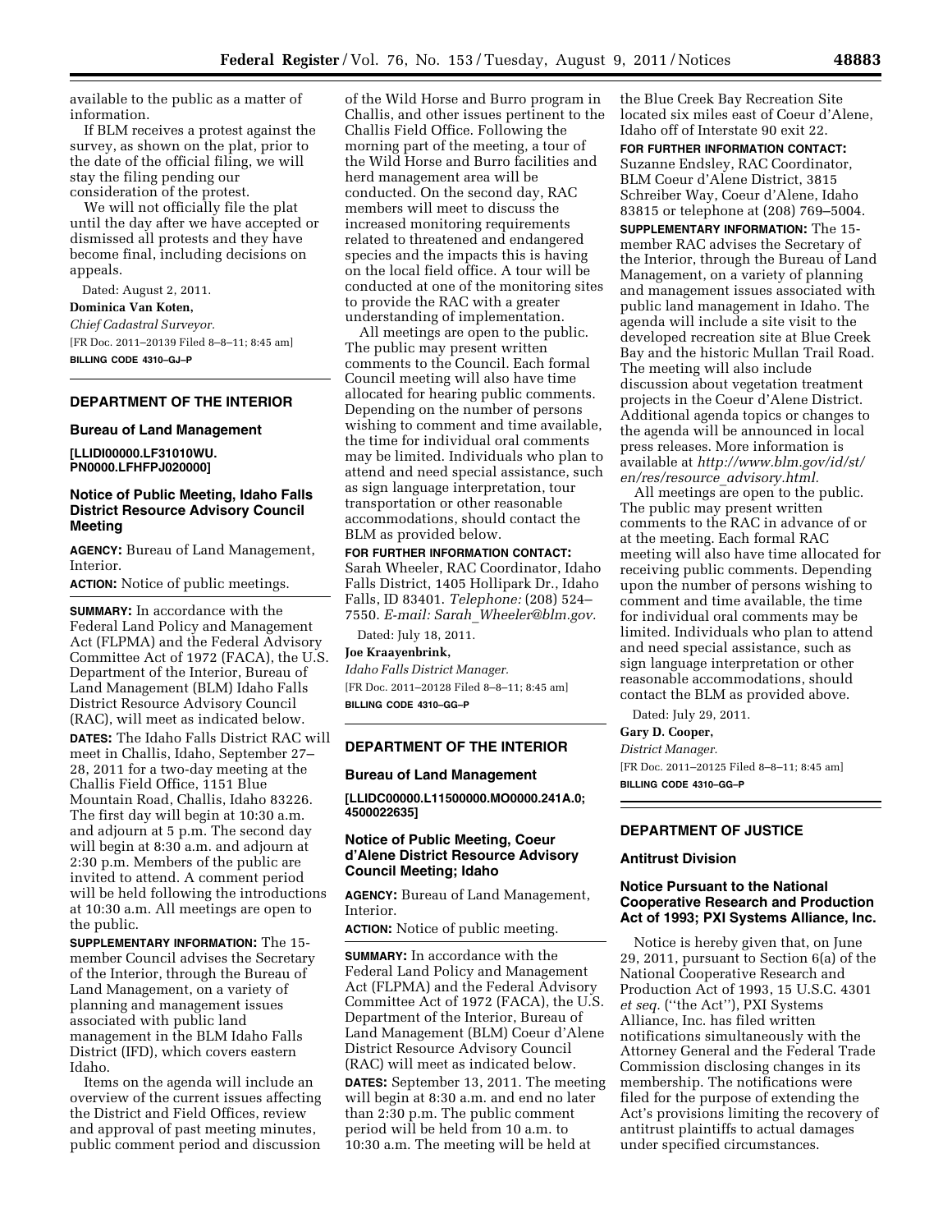available to the public as a matter of information.

If BLM receives a protest against the survey, as shown on the plat, prior to the date of the official filing, we will stay the filing pending our consideration of the protest.

We will not officially file the plat until the day after we have accepted or dismissed all protests and they have become final, including decisions on appeals.

Dated: August 2, 2011.

**Dominica Van Koten,**

*Chief Cadastral Surveyor.*

[FR Doc. 2011–20139 Filed 8–8–11; 8:45 am]

**BILLING CODE 4310–GJ–P**

---

## DEPARTMENT OF THE INTERIOR

### Bureau of Land Management

**[LLIDI00000.LF31010WU. PN0000.LFHFPJ020000]**

### Notice of Public Meeting, Idaho Falls District Resource Advisory Council Meeting

**AGENCY:** Bureau of Land Management, Interior.

**ACTION:** Notice of public meetings.

**SUMMARY:** In accordance with the Federal Land Policy and Management Act (FLPMA) and the Federal Advisory Committee Act of 1972 (FACA), the U.S. Department of the Interior, Bureau of Land Management (BLM) Idaho Falls District Resource Advisory Council (RAC), will meet as indicated below.

**DATES:** The Idaho Falls District RAC will meet in Challis, Idaho, September 27–28, 2011 for a two-day meeting at the Challis Field Office, 1151 Blue Mountain Road, Challis, Idaho 83226. The first day will begin at 10:30 a.m. and adjourn at 5 p.m. The second day will begin at 8:30 a.m. and adjourn at 2:30 p.m. Members of the public are invited to attend. A comment period will be held following the introductions at 10:30 a.m. All meetings are open to the public.

**SUPPLEMENTARY INFORMATION:** The 15-member Council advises the Secretary of the Interior, through the Bureau of Land Management, on a variety of planning and management issues associated with public land management in the BLM Idaho Falls District (IFD), which covers eastern Idaho.

Items on the agenda will include an overview of the current issues affecting the District and Field Offices, review and approval of past meeting minutes, public comment period and discussion of the Wild Horse and Burro program in Challis, and other issues pertinent to the Challis Field Office. Following the morning part of the meeting, a tour of the Wild Horse and Burro facilities and herd management area will be conducted. On the second day, RAC members will meet to discuss the increased monitoring requirements related to threatened and endangered species and the impacts this is having on the local field office. A tour will be conducted at one of the monitoring sites to provide the RAC with a greater understanding of implementation.

All meetings are open to the public. The public may present written comments to the Council. Each formal Council meeting will also have time allocated for hearing public comments. Depending on the number of persons wishing to comment and time available, the time for individual oral comments may be limited. Individuals who plan to attend and need special assistance, such as sign language interpretation, tour transportation or other reasonable accommodations, should contact the BLM as provided below.

**FOR FURTHER INFORMATION CONTACT:** Sarah Wheeler, RAC Coordinator, Idaho Falls District, 1405 Hollipark Dr., Idaho Falls, ID 83401. *Telephone:* (208) 524–7550. *E-mail: Sarah_Wheeler@blm.gov.*

Dated: July 18, 2011.

**Joe Kraayenbrink,**

*Idaho Falls District Manager.*

[FR Doc. 2011–20128 Filed 8–8–11; 8:45 am]

**BILLING CODE 4310–GG–P**

---

## DEPARTMENT OF THE INTERIOR

### Bureau of Land Management

**[LLIDC00000.L11500000.MO0000.241A.0; 4500022635]**

### Notice of Public Meeting, Coeur d'Alene District Resource Advisory Council Meeting; Idaho

**AGENCY:** Bureau of Land Management, Interior.

**ACTION:** Notice of public meeting.

**SUMMARY:** In accordance with the Federal Land Policy and Management Act (FLPMA) and the Federal Advisory Committee Act of 1972 (FACA), the U.S. Department of the Interior, Bureau of Land Management (BLM) Coeur d'Alene District Resource Advisory Council (RAC) will meet as indicated below.

**DATES:** September 13, 2011. The meeting will begin at 8:30 a.m. and end no later than 2:30 p.m. The public comment period will be held from 10 a.m. to 10:30 a.m. The meeting will be held at the Blue Creek Bay Recreation Site located six miles east of Coeur d'Alene, Idaho off of Interstate 90 exit 22.

**FOR FURTHER INFORMATION CONTACT:** Suzanne Endsley, RAC Coordinator, BLM Coeur d'Alene District, 3815 Schreiber Way, Coeur d'Alene, Idaho 83815 or telephone at (208) 769–5004.

**SUPPLEMENTARY INFORMATION:** The 15-member RAC advises the Secretary of the Interior, through the Bureau of Land Management, on a variety of planning and management issues associated with public land management in Idaho. The agenda will include a site visit to the developed recreation site at Blue Creek Bay and the historic Mullan Trail Road. The meeting will also include discussion about vegetation treatment projects in the Coeur d'Alene District. Additional agenda topics or changes to the agenda will be announced in local press releases. More information is available at *http://www.blm.gov/id/st/en/res/resource_advisory.html.*

All meetings are open to the public. The public may present written comments to the RAC in advance of or at the meeting. Each formal RAC meeting will also have time allocated for receiving public comments. Depending upon the number of persons wishing to comment and time available, the time for individual oral comments may be limited. Individuals who plan to attend and need special assistance, such as sign language interpretation or other reasonable accommodations, should contact the BLM as provided above.

Dated: July 29, 2011.

**Gary D. Cooper,**

*District Manager.*

[FR Doc. 2011–20125 Filed 8–8–11; 8:45 am]

**BILLING CODE 4310–GG–P**

---

## DEPARTMENT OF JUSTICE

### Antitrust Division

### Notice Pursuant to the National Cooperative Research and Production Act of 1993; PXI Systems Alliance, Inc.

Notice is hereby given that, on June 29, 2011, pursuant to Section 6(a) of the National Cooperative Research and Production Act of 1993, 15 U.S.C. 4301 *et seq.* (''the Act''), PXI Systems Alliance, Inc. has filed written notifications simultaneously with the Attorney General and the Federal Trade Commission disclosing changes in its membership. The notifications were filed for the purpose of extending the Act's provisions limiting the recovery of antitrust plaintiffs to actual damages under specified circumstances.